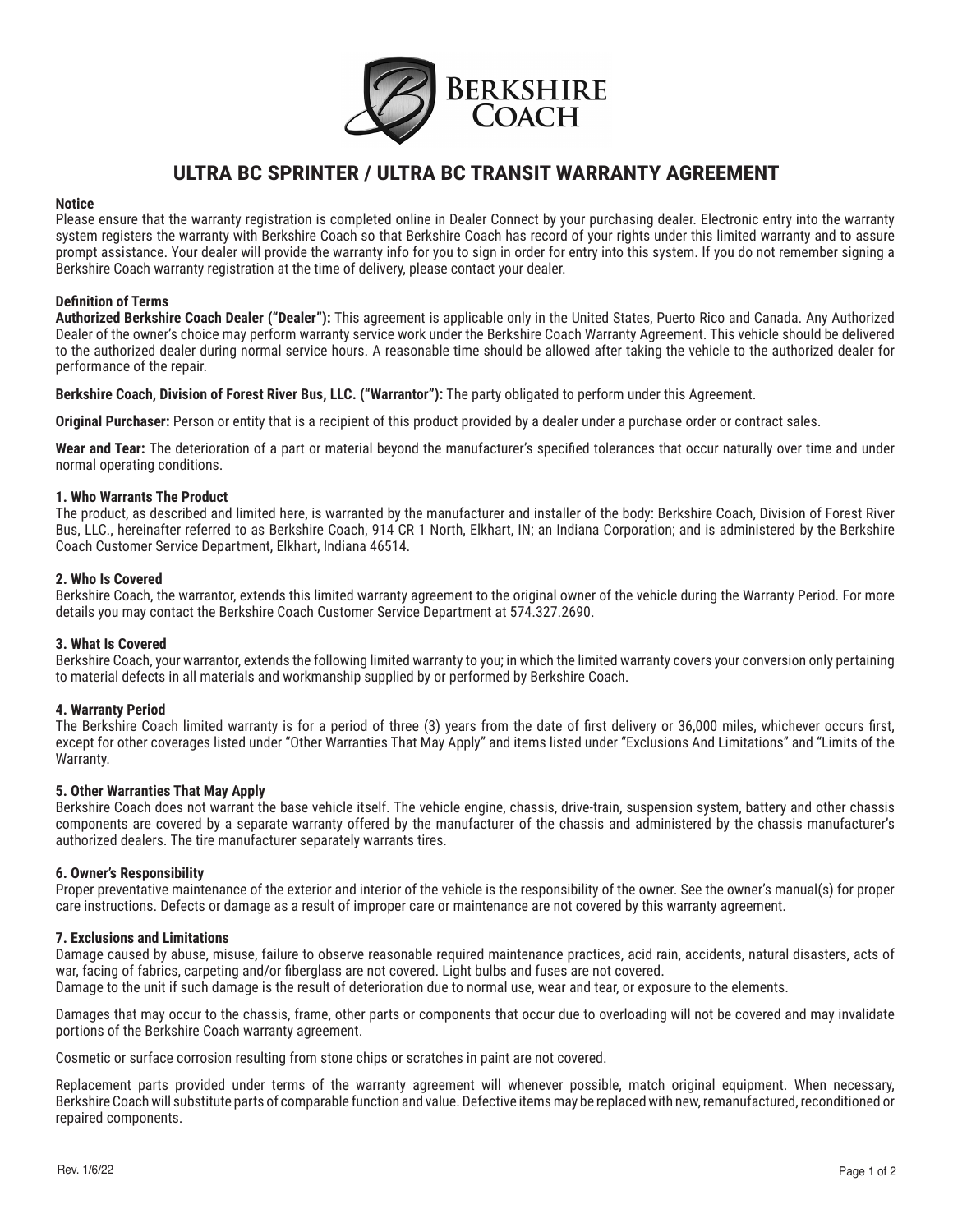# ULTRA BC SPRINTER / ULTRA BC TRANSIT WARRANTY AGREEMENT

**Notice**

Please ensure that the warranty registration is completed online in Dealer Connect by your purchasing dealer. Electronic entry into the warranty system registers the warranty with Berkshire Coach so that Berkshire Coach has record of your rights under this limited warranty and to assure prompt assistance. Your dealer will provide the warranty info for you to sign in order for entry into this system. If you do not remember signing a Berkshire Coach warranty registration at the time of delivery, please contact your dealer.

**Definition of Terms**

**Authorized Berkshire Coach Dealer ("Dealer"):** This agreement is applicable only in the United States, Puerto Rico and Canada. Any Authorized Dealer of the owner's choice may perform warranty service work under the Berkshire Coach Warranty Agreement. This vehicle should be delivered to the authorized dealer during normal service hours. A reasonable time should be allowed after taking the vehicle to the authorized dealer for performance of the repair.

**Berkshire Coach, Division of Forest River Bus, LLC. ("Warrantor"):** The party obligated to perform under this Agreement.

**Original Purchaser:** Person or entity that is a recipient of this product provided by a dealer under a purchase order or contract sales.

**Wear and Tear:** The deterioration of a part or material beyond the manufacturer's specified tolerances that occur naturally over time and under normal operating conditions.

**1. Who Warrants The Product**

The product, as described and limited here, is warranted by the manufacturer and installer of the body: Berkshire Coach, Division of Forest River Bus, LLC., hereinafter referred to as Berkshire Coach, 914 CR 1 North, Elkhart, IN; an Indiana Corporation; and is administered by the Berkshire Coach Customer Service Department, Elkhart, Indiana 46514.

**2. Who Is Covered**

Berkshire Coach, the warrantor, extends this limited warranty agreement to the original owner of the vehicle during the Warranty Period. For more details you may contact the Berkshire Coach Customer Service Department at 574.327.2690.

**3. What Is Covered**

Berkshire Coach, your warrantor, extends the following limited warranty to you; in which the limited warranty covers your conversion only pertaining to material defects in all materials and workmanship supplied by or performed by Berkshire Coach.

**4. Warranty Period**

The Berkshire Coach limited warranty is for a period of three (3) years from the date of first delivery or 36,000 miles, whichever occurs first, except for other coverages listed under "Other Warranties That May Apply" and items listed under "Exclusions And Limitations" and "Limits of the Warranty.

**5. Other Warranties That May Apply**

Berkshire Coach does not warrant the base vehicle itself. The vehicle engine, chassis, drive-train, suspension system, battery and other chassis components are covered by a separate warranty offered by the manufacturer of the chassis and administered by the chassis manufacturer's authorized dealers. The tire manufacturer separately warrants tires.

**6. Owner's Responsibility**

Proper preventative maintenance of the exterior and interior of the vehicle is the responsibility of the owner. See the owner's manual(s) for proper care instructions. Defects or damage as a result of improper care or maintenance are not covered by this warranty agreement.

**7. Exclusions and Limitations**

Damage caused by abuse, misuse, failure to observe reasonable required maintenance practices, acid rain, accidents, natural disasters, acts of war, facing of fabrics, carpeting and/or fiberglass are not covered. Light bulbs and fuses are not covered.
Damage to the unit if such damage is the result of deterioration due to normal use, wear and tear, or exposure to the elements.

Damages that may occur to the chassis, frame, other parts or components that occur due to overloading will not be covered and may invalidate portions of the Berkshire Coach warranty agreement.

Cosmetic or surface corrosion resulting from stone chips or scratches in paint are not covered.

Replacement parts provided under terms of the warranty agreement will whenever possible, match original equipment. When necessary, Berkshire Coach will substitute parts of comparable function and value. Defective items may be replaced with new, remanufactured, reconditioned or repaired components.

Rev. 1/6/22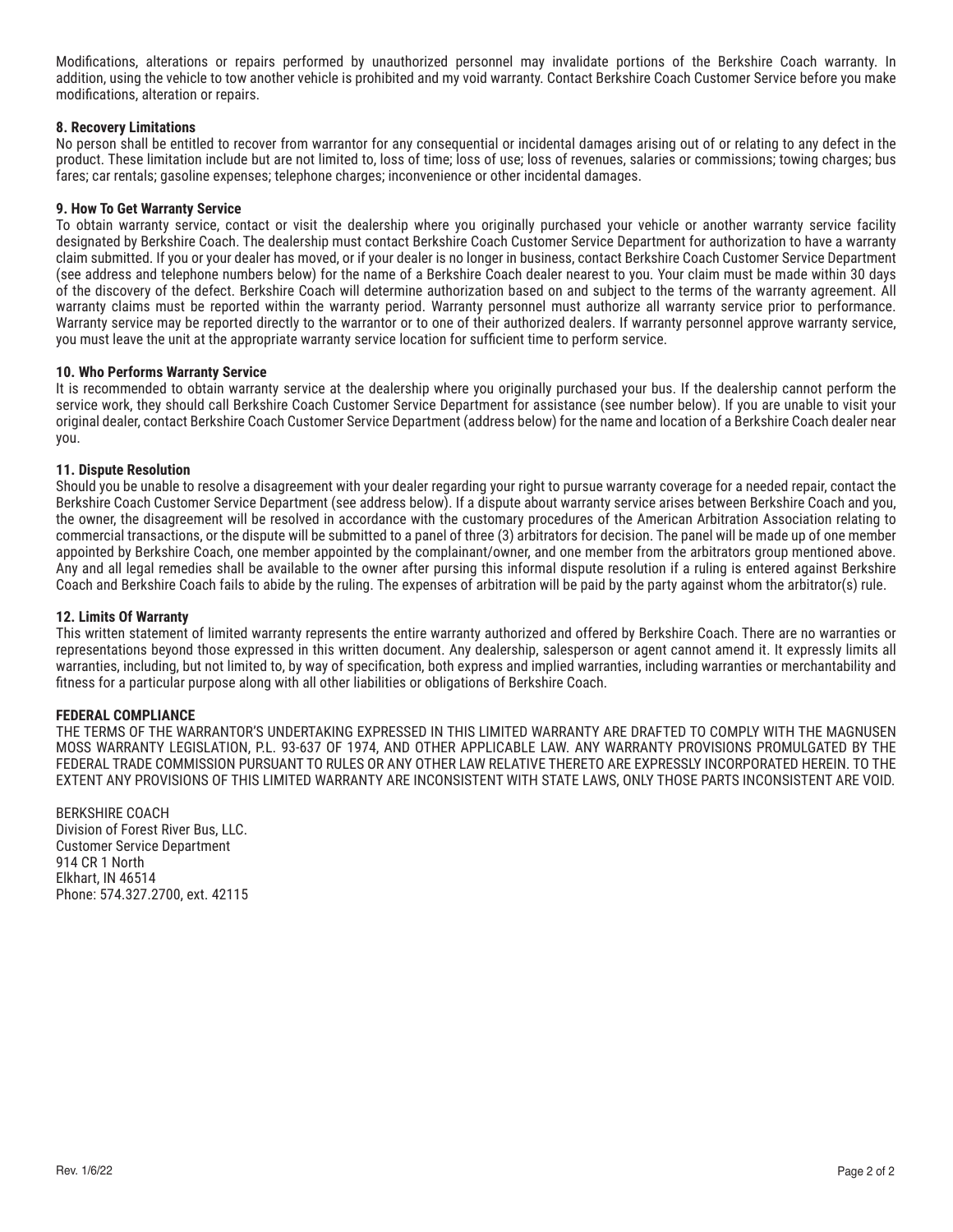Modifications, alterations or repairs performed by unauthorized personnel may invalidate portions of the Berkshire Coach warranty. In addition, using the vehicle to tow another vehicle is prohibited and my void warranty. Contact Berkshire Coach Customer Service before you make modifications, alteration or repairs.

**8. Recovery Limitations**

No person shall be entitled to recover from warrantor for any consequential or incidental damages arising out of or relating to any defect in the product. These limitation include but are not limited to, loss of time; loss of use; loss of revenues, salaries or commissions; towing charges; bus fares; car rentals; gasoline expenses; telephone charges; inconvenience or other incidental damages.

**9. How To Get Warranty Service**

To obtain warranty service, contact or visit the dealership where you originally purchased your vehicle or another warranty service facility designated by Berkshire Coach. The dealership must contact Berkshire Coach Customer Service Department for authorization to have a warranty claim submitted. If you or your dealer has moved, or if your dealer is no longer in business, contact Berkshire Coach Customer Service Department (see address and telephone numbers below) for the name of a Berkshire Coach dealer nearest to you. Your claim must be made within 30 days of the discovery of the defect. Berkshire Coach will determine authorization based on and subject to the terms of the warranty agreement. All warranty claims must be reported within the warranty period. Warranty personnel must authorize all warranty service prior to performance. Warranty service may be reported directly to the warrantor or to one of their authorized dealers. If warranty personnel approve warranty service, you must leave the unit at the appropriate warranty service location for sufficient time to perform service.

**10. Who Performs Warranty Service**

It is recommended to obtain warranty service at the dealership where you originally purchased your bus. If the dealership cannot perform the service work, they should call Berkshire Coach Customer Service Department for assistance (see number below). If you are unable to visit your original dealer, contact Berkshire Coach Customer Service Department (address below) for the name and location of a Berkshire Coach dealer near you.

**11. Dispute Resolution**

Should you be unable to resolve a disagreement with your dealer regarding your right to pursue warranty coverage for a needed repair, contact the Berkshire Coach Customer Service Department (see address below). If a dispute about warranty service arises between Berkshire Coach and you, the owner, the disagreement will be resolved in accordance with the customary procedures of the American Arbitration Association relating to commercial transactions, or the dispute will be submitted to a panel of three (3) arbitrators for decision. The panel will be made up of one member appointed by Berkshire Coach, one member appointed by the complainant/owner, and one member from the arbitrators group mentioned above. Any and all legal remedies shall be available to the owner after pursing this informal dispute resolution if a ruling is entered against Berkshire Coach and Berkshire Coach fails to abide by the ruling. The expenses of arbitration will be paid by the party against whom the arbitrator(s) rule.

**12. Limits Of Warranty**

This written statement of limited warranty represents the entire warranty authorized and offered by Berkshire Coach. There are no warranties or representations beyond those expressed in this written document. Any dealership, salesperson or agent cannot amend it. It expressly limits all warranties, including, but not limited to, by way of specification, both express and implied warranties, including warranties or merchantability and fitness for a particular purpose along with all other liabilities or obligations of Berkshire Coach.

**FEDERAL COMPLIANCE**

THE TERMS OF THE WARRANTOR'S UNDERTAKING EXPRESSED IN THIS LIMITED WARRANTY ARE DRAFTED TO COMPLY WITH THE MAGNUSEN MOSS WARRANTY LEGISLATION, P.L. 93-637 OF 1974, AND OTHER APPLICABLE LAW. ANY WARRANTY PROVISIONS PROMULGATED BY THE FEDERAL TRADE COMMISSION PURSUANT TO RULES OR ANY OTHER LAW RELATIVE THERETO ARE EXPRESSLY INCORPORATED HEREIN. TO THE EXTENT ANY PROVISIONS OF THIS LIMITED WARRANTY ARE INCONSISTENT WITH STATE LAWS, ONLY THOSE PARTS INCONSISTENT ARE VOID.

BERKSHIRE COACH
Division of Forest River Bus, LLC.
Customer Service Department
914 CR 1 North
Elkhart, IN 46514
Phone: 574.327.2700, ext. 42115

Rev. 1/6/22